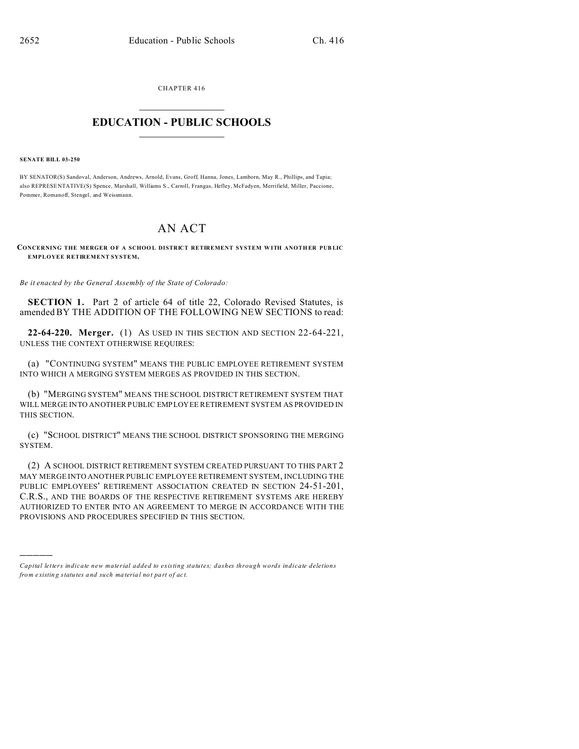CHAPTER 416

# EDUCATION - PUBLIC SCHOOLS

**SENATE BILL 03-250**

BY SENATOR(S) Sandoval, Anderson, Andrews, Arnold, Evans, Groff, Hanna, Jones, Lamborn, May R., Phillips, and Tapia; also REPRESENTATIVE(S) Spence, Marshall, Williams S., Carroll, Frangas, Hefley, McFadyen, Merrifield, Miller, Paccione, Pommer, Romanoff, Stengel, and Weissmann.

# AN ACT

**CONCERNING THE MERGER OF A SCHOOL DISTRICT RETIREMENT SYSTEM WITH ANOTHER PUBLIC EMPLOYEE RETIREMENT SYSTEM.**

*Be it enacted by the General Assembly of the State of Colorado:*

**SECTION 1.** Part 2 of article 64 of title 22, Colorado Revised Statutes, is amended BY THE ADDITION OF THE FOLLOWING NEW SECTIONS to read:

**22-64-220. Merger.** (1) AS USED IN THIS SECTION AND SECTION 22-64-221, UNLESS THE CONTEXT OTHERWISE REQUIRES:

(a) "CONTINUING SYSTEM" MEANS THE PUBLIC EMPLOYEE RETIREMENT SYSTEM INTO WHICH A MERGING SYSTEM MERGES AS PROVIDED IN THIS SECTION.

(b) "MERGING SYSTEM" MEANS THE SCHOOL DISTRICT RETIREMENT SYSTEM THAT WILL MERGE INTO ANOTHER PUBLIC EMPLOYEE RETIREMENT SYSTEM AS PROVIDED IN THIS SECTION.

(c) "SCHOOL DISTRICT" MEANS THE SCHOOL DISTRICT SPONSORING THE MERGING SYSTEM.

(2) A SCHOOL DISTRICT RETIREMENT SYSTEM CREATED PURSUANT TO THIS PART 2 MAY MERGE INTO ANOTHER PUBLIC EMPLOYEE RETIREMENT SYSTEM, INCLUDING THE PUBLIC EMPLOYEES' RETIREMENT ASSOCIATION CREATED IN SECTION 24-51-201, C.R.S., AND THE BOARDS OF THE RESPECTIVE RETIREMENT SYSTEMS ARE HEREBY AUTHORIZED TO ENTER INTO AN AGREEMENT TO MERGE IN ACCORDANCE WITH THE PROVISIONS AND PROCEDURES SPECIFIED IN THIS SECTION.

---

*Capital letters indicate new material added to existing statutes; dashes through words indicate deletions from existing statutes and such material not part of act.*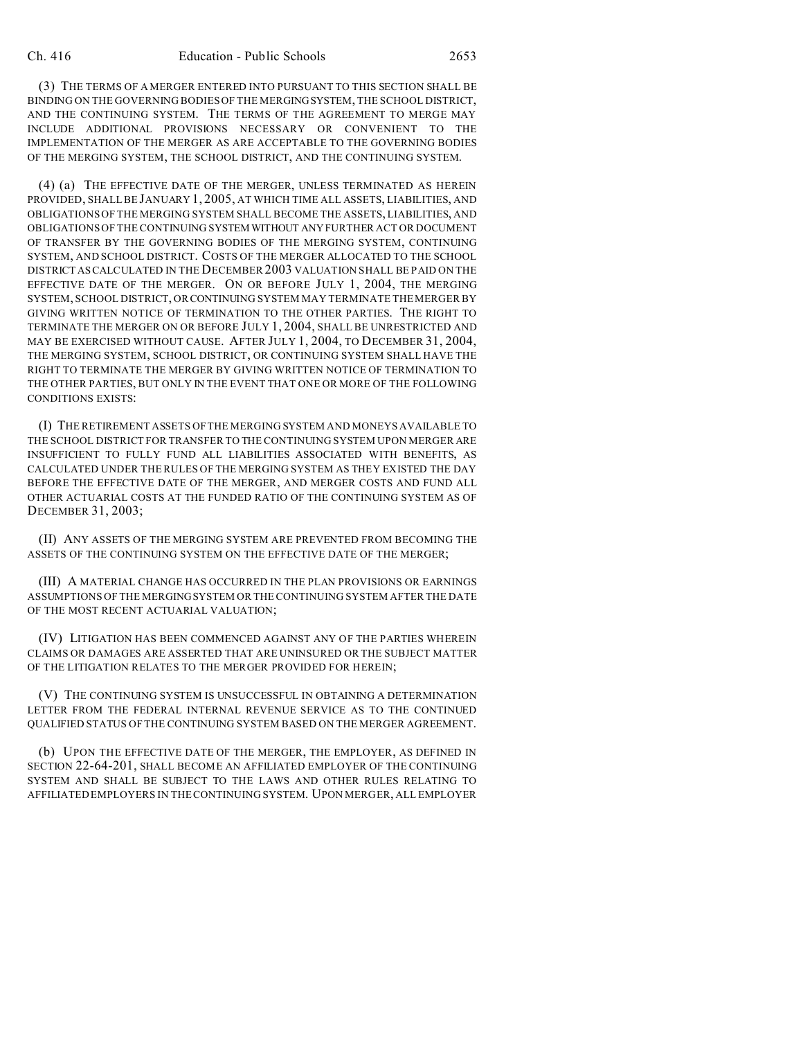(3) THE TERMS OF A MERGER ENTERED INTO PURSUANT TO THIS SECTION SHALL BE BINDING ON THE GOVERNING BODIES OF THE MERGING SYSTEM, THE SCHOOL DISTRICT, AND THE CONTINUING SYSTEM. THE TERMS OF THE AGREEMENT TO MERGE MAY INCLUDE ADDITIONAL PROVISIONS NECESSARY OR CONVENIENT TO THE IMPLEMENTATION OF THE MERGER AS ARE ACCEPTABLE TO THE GOVERNING BODIES OF THE MERGING SYSTEM, THE SCHOOL DISTRICT, AND THE CONTINUING SYSTEM.

(4) (a) THE EFFECTIVE DATE OF THE MERGER, UNLESS TERMINATED AS HEREIN PROVIDED, SHALL BE JANUARY 1, 2005, AT WHICH TIME ALL ASSETS, LIABILITIES, AND OBLIGATIONS OF THE MERGING SYSTEM SHALL BECOME THE ASSETS, LIABILITIES, AND OBLIGATIONS OF THE CONTINUING SYSTEM WITHOUT ANY FURTHER ACT OR DOCUMENT OF TRANSFER BY THE GOVERNING BODIES OF THE MERGING SYSTEM, CONTINUING SYSTEM, AND SCHOOL DISTRICT. COSTS OF THE MERGER ALLOCATED TO THE SCHOOL DISTRICT AS CALCULATED IN THE DECEMBER 2003 VALUATION SHALL BE PAID ON THE EFFECTIVE DATE OF THE MERGER. ON OR BEFORE JULY 1, 2004, THE MERGING SYSTEM, SCHOOL DISTRICT, OR CONTINUING SYSTEM MAY TERMINATE THE MERGER BY GIVING WRITTEN NOTICE OF TERMINATION TO THE OTHER PARTIES. THE RIGHT TO TERMINATE THE MERGER ON OR BEFORE JULY 1, 2004, SHALL BE UNRESTRICTED AND MAY BE EXERCISED WITHOUT CAUSE. AFTER JULY 1, 2004, TO DECEMBER 31, 2004, THE MERGING SYSTEM, SCHOOL DISTRICT, OR CONTINUING SYSTEM SHALL HAVE THE RIGHT TO TERMINATE THE MERGER BY GIVING WRITTEN NOTICE OF TERMINATION TO THE OTHER PARTIES, BUT ONLY IN THE EVENT THAT ONE OR MORE OF THE FOLLOWING CONDITIONS EXISTS:

(I) THE RETIREMENT ASSETS OF THE MERGING SYSTEM AND MONEYS AVAILABLE TO THE SCHOOL DISTRICT FOR TRANSFER TO THE CONTINUING SYSTEM UPON MERGER ARE INSUFFICIENT TO FULLY FUND ALL LIABILITIES ASSOCIATED WITH BENEFITS, AS CALCULATED UNDER THE RULES OF THE MERGING SYSTEM AS THEY EXISTED THE DAY BEFORE THE EFFECTIVE DATE OF THE MERGER, AND MERGER COSTS AND FUND ALL OTHER ACTUARIAL COSTS AT THE FUNDED RATIO OF THE CONTINUING SYSTEM AS OF DECEMBER 31, 2003;

(II) ANY ASSETS OF THE MERGING SYSTEM ARE PREVENTED FROM BECOMING THE ASSETS OF THE CONTINUING SYSTEM ON THE EFFECTIVE DATE OF THE MERGER;

(III) A MATERIAL CHANGE HAS OCCURRED IN THE PLAN PROVISIONS OR EARNINGS ASSUMPTIONS OF THE MERGING SYSTEM OR THE CONTINUING SYSTEM AFTER THE DATE OF THE MOST RECENT ACTUARIAL VALUATION;

(IV) LITIGATION HAS BEEN COMMENCED AGAINST ANY OF THE PARTIES WHEREIN CLAIMS OR DAMAGES ARE ASSERTED THAT ARE UNINSURED OR THE SUBJECT MATTER OF THE LITIGATION RELATES TO THE MERGER PROVIDED FOR HEREIN;

(V) THE CONTINUING SYSTEM IS UNSUCCESSFUL IN OBTAINING A DETERMINATION LETTER FROM THE FEDERAL INTERNAL REVENUE SERVICE AS TO THE CONTINUED QUALIFIED STATUS OF THE CONTINUING SYSTEM BASED ON THE MERGER AGREEMENT.

(b) UPON THE EFFECTIVE DATE OF THE MERGER, THE EMPLOYER, AS DEFINED IN SECTION 22-64-201, SHALL BECOME AN AFFILIATED EMPLOYER OF THE CONTINUING SYSTEM AND SHALL BE SUBJECT TO THE LAWS AND OTHER RULES RELATING TO AFFILIATED EMPLOYERS IN THE CONTINUING SYSTEM. UPON MERGER, ALL EMPLOYER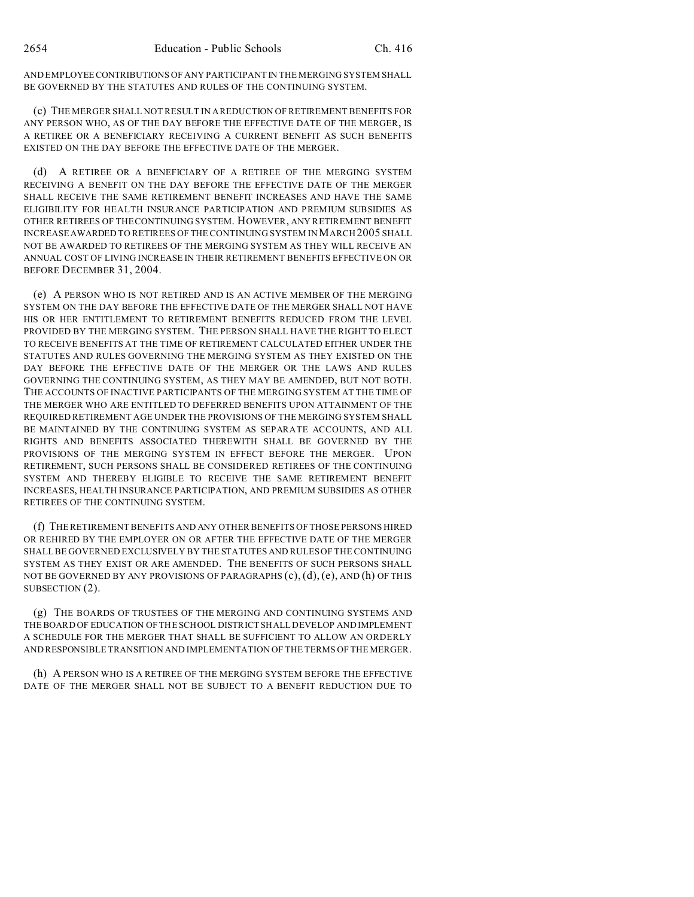AND EMPLOYEE CONTRIBUTIONS OF ANY PARTICIPANT IN THE MERGING SYSTEM SHALL BE GOVERNED BY THE STATUTES AND RULES OF THE CONTINUING SYSTEM.

(c) THE MERGER SHALL NOT RESULT IN A REDUCTION OF RETIREMENT BENEFITS FOR ANY PERSON WHO, AS OF THE DAY BEFORE THE EFFECTIVE DATE OF THE MERGER, IS A RETIREE OR A BENEFICIARY RECEIVING A CURRENT BENEFIT AS SUCH BENEFITS EXISTED ON THE DAY BEFORE THE EFFECTIVE DATE OF THE MERGER.

(d) A RETIREE OR A BENEFICIARY OF A RETIREE OF THE MERGING SYSTEM RECEIVING A BENEFIT ON THE DAY BEFORE THE EFFECTIVE DATE OF THE MERGER SHALL RECEIVE THE SAME RETIREMENT BENEFIT INCREASES AND HAVE THE SAME ELIGIBILITY FOR HEALTH INSURANCE PARTICIPATION AND PREMIUM SUBSIDIES AS OTHER RETIREES OF THE CONTINUING SYSTEM. HOWEVER, ANY RETIREMENT BENEFIT INCREASE AWARDED TO RETIREES OF THE CONTINUING SYSTEM IN MARCH 2005 SHALL NOT BE AWARDED TO RETIREES OF THE MERGING SYSTEM AS THEY WILL RECEIVE AN ANNUAL COST OF LIVING INCREASE IN THEIR RETIREMENT BENEFITS EFFECTIVE ON OR BEFORE DECEMBER 31, 2004.

(e) A PERSON WHO IS NOT RETIRED AND IS AN ACTIVE MEMBER OF THE MERGING SYSTEM ON THE DAY BEFORE THE EFFECTIVE DATE OF THE MERGER SHALL NOT HAVE HIS OR HER ENTITLEMENT TO RETIREMENT BENEFITS REDUCED FROM THE LEVEL PROVIDED BY THE MERGING SYSTEM. THE PERSON SHALL HAVE THE RIGHT TO ELECT TO RECEIVE BENEFITS AT THE TIME OF RETIREMENT CALCULATED EITHER UNDER THE STATUTES AND RULES GOVERNING THE MERGING SYSTEM AS THEY EXISTED ON THE DAY BEFORE THE EFFECTIVE DATE OF THE MERGER OR THE LAWS AND RULES GOVERNING THE CONTINUING SYSTEM, AS THEY MAY BE AMENDED, BUT NOT BOTH. THE ACCOUNTS OF INACTIVE PARTICIPANTS OF THE MERGING SYSTEM AT THE TIME OF THE MERGER WHO ARE ENTITLED TO DEFERRED BENEFITS UPON ATTAINMENT OF THE REQUIRED RETIREMENT AGE UNDER THE PROVISIONS OF THE MERGING SYSTEM SHALL BE MAINTAINED BY THE CONTINUING SYSTEM AS SEPARATE ACCOUNTS, AND ALL RIGHTS AND BENEFITS ASSOCIATED THEREWITH SHALL BE GOVERNED BY THE PROVISIONS OF THE MERGING SYSTEM IN EFFECT BEFORE THE MERGER. UPON RETIREMENT, SUCH PERSONS SHALL BE CONSIDERED RETIREES OF THE CONTINUING SYSTEM AND THEREBY ELIGIBLE TO RECEIVE THE SAME RETIREMENT BENEFIT INCREASES, HEALTH INSURANCE PARTICIPATION, AND PREMIUM SUBSIDIES AS OTHER RETIREES OF THE CONTINUING SYSTEM.

(f) THE RETIREMENT BENEFITS AND ANY OTHER BENEFITS OF THOSE PERSONS HIRED OR REHIRED BY THE EMPLOYER ON OR AFTER THE EFFECTIVE DATE OF THE MERGER SHALL BE GOVERNED EXCLUSIVELY BY THE STATUTES AND RULES OF THE CONTINUING SYSTEM AS THEY EXIST OR ARE AMENDED. THE BENEFITS OF SUCH PERSONS SHALL NOT BE GOVERNED BY ANY PROVISIONS OF PARAGRAPHS (c), (d), (e), AND (h) OF THIS SUBSECTION (2).

(g) THE BOARDS OF TRUSTEES OF THE MERGING AND CONTINUING SYSTEMS AND THE BOARD OF EDUCATION OF THE SCHOOL DISTRICT SHALL DEVELOP AND IMPLEMENT A SCHEDULE FOR THE MERGER THAT SHALL BE SUFFICIENT TO ALLOW AN ORDERLY AND RESPONSIBLE TRANSITION AND IMPLEMENTATION OF THE TERMS OF THE MERGER.

(h) A PERSON WHO IS A RETIREE OF THE MERGING SYSTEM BEFORE THE EFFECTIVE DATE OF THE MERGER SHALL NOT BE SUBJECT TO A BENEFIT REDUCTION DUE TO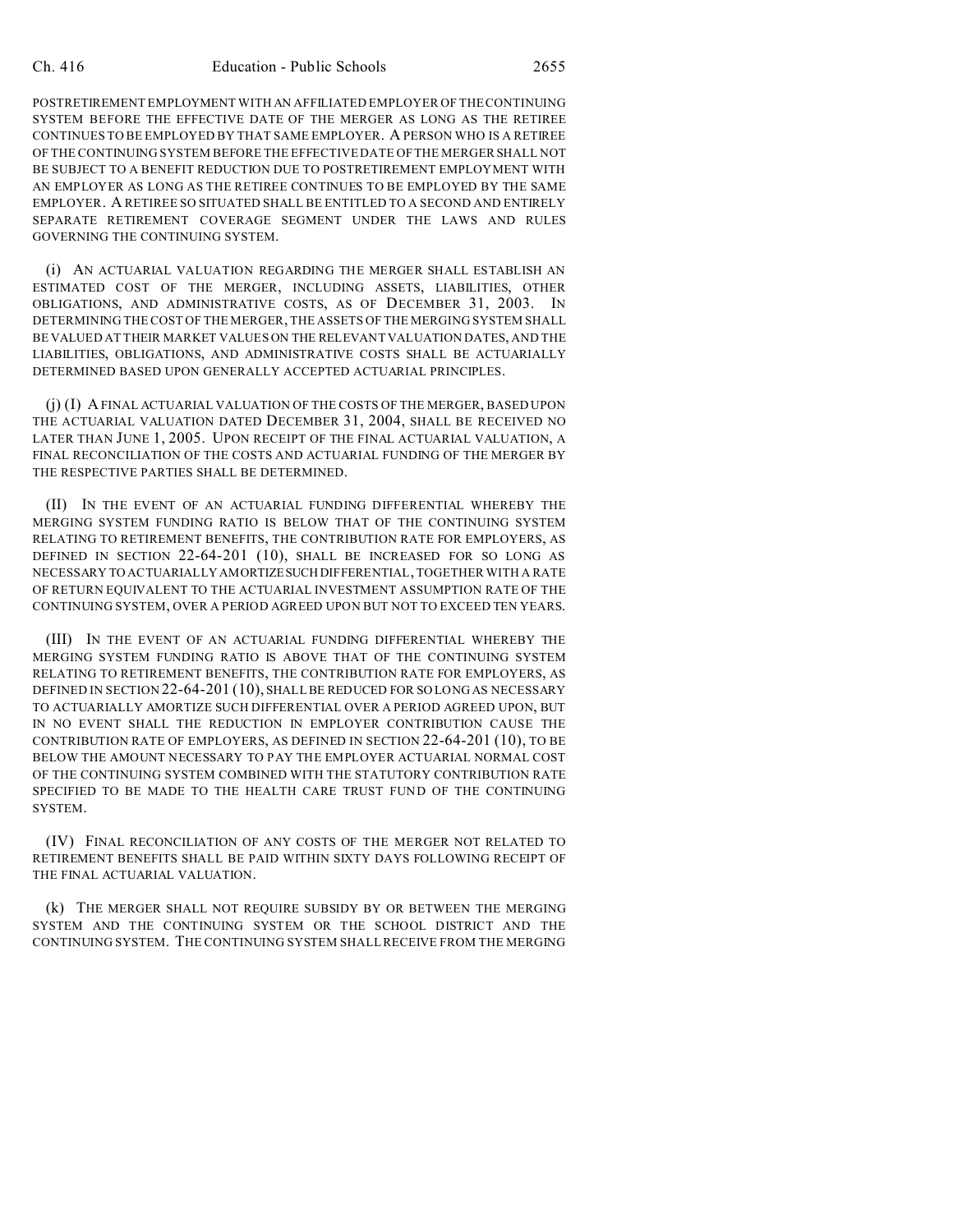POSTRETIREMENT EMPLOYMENT WITH AN AFFILIATED EMPLOYER OF THE CONTINUING SYSTEM BEFORE THE EFFECTIVE DATE OF THE MERGER AS LONG AS THE RETIREE CONTINUES TO BE EMPLOYED BY THAT SAME EMPLOYER. A PERSON WHO IS A RETIREE OF THE CONTINUING SYSTEM BEFORE THE EFFECTIVE DATE OF THE MERGER SHALL NOT BE SUBJECT TO A BENEFIT REDUCTION DUE TO POSTRETIREMENT EMPLOYMENT WITH AN EMPLOYER AS LONG AS THE RETIREE CONTINUES TO BE EMPLOYED BY THE SAME EMPLOYER. A RETIREE SO SITUATED SHALL BE ENTITLED TO A SECOND AND ENTIRELY SEPARATE RETIREMENT COVERAGE SEGMENT UNDER THE LAWS AND RULES GOVERNING THE CONTINUING SYSTEM.

(i) AN ACTUARIAL VALUATION REGARDING THE MERGER SHALL ESTABLISH AN ESTIMATED COST OF THE MERGER, INCLUDING ASSETS, LIABILITIES, OTHER OBLIGATIONS, AND ADMINISTRATIVE COSTS, AS OF DECEMBER 31, 2003. IN DETERMINING THE COST OF THE MERGER, THE ASSETS OF THE MERGING SYSTEM SHALL BE VALUED AT THEIR MARKET VALUES ON THE RELEVANT VALUATION DATES, AND THE LIABILITIES, OBLIGATIONS, AND ADMINISTRATIVE COSTS SHALL BE ACTUARIALLY DETERMINED BASED UPON GENERALLY ACCEPTED ACTUARIAL PRINCIPLES.

(j) (I) A FINAL ACTUARIAL VALUATION OF THE COSTS OF THE MERGER, BASED UPON THE ACTUARIAL VALUATION DATED DECEMBER 31, 2004, SHALL BE RECEIVED NO LATER THAN JUNE 1, 2005. UPON RECEIPT OF THE FINAL ACTUARIAL VALUATION, A FINAL RECONCILIATION OF THE COSTS AND ACTUARIAL FUNDING OF THE MERGER BY THE RESPECTIVE PARTIES SHALL BE DETERMINED.

(II) IN THE EVENT OF AN ACTUARIAL FUNDING DIFFERENTIAL WHEREBY THE MERGING SYSTEM FUNDING RATIO IS BELOW THAT OF THE CONTINUING SYSTEM RELATING TO RETIREMENT BENEFITS, THE CONTRIBUTION RATE FOR EMPLOYERS, AS DEFINED IN SECTION 22-64-201 (10), SHALL BE INCREASED FOR SO LONG AS NECESSARY TO ACTUARIALLY AMORTIZE SUCH DIFFERENTIAL, TOGETHER WITH A RATE OF RETURN EQUIVALENT TO THE ACTUARIAL INVESTMENT ASSUMPTION RATE OF THE CONTINUING SYSTEM, OVER A PERIOD AGREED UPON BUT NOT TO EXCEED TEN YEARS.

(III) IN THE EVENT OF AN ACTUARIAL FUNDING DIFFERENTIAL WHEREBY THE MERGING SYSTEM FUNDING RATIO IS ABOVE THAT OF THE CONTINUING SYSTEM RELATING TO RETIREMENT BENEFITS, THE CONTRIBUTION RATE FOR EMPLOYERS, AS DEFINED IN SECTION 22-64-201 (10), SHALL BE REDUCED FOR SO LONG AS NECESSARY TO ACTUARIALLY AMORTIZE SUCH DIFFERENTIAL OVER A PERIOD AGREED UPON, BUT IN NO EVENT SHALL THE REDUCTION IN EMPLOYER CONTRIBUTION CAUSE THE CONTRIBUTION RATE OF EMPLOYERS, AS DEFINED IN SECTION 22-64-201 (10), TO BE BELOW THE AMOUNT NECESSARY TO PAY THE EMPLOYER ACTUARIAL NORMAL COST OF THE CONTINUING SYSTEM COMBINED WITH THE STATUTORY CONTRIBUTION RATE SPECIFIED TO BE MADE TO THE HEALTH CARE TRUST FUND OF THE CONTINUING SYSTEM.

(IV) FINAL RECONCILIATION OF ANY COSTS OF THE MERGER NOT RELATED TO RETIREMENT BENEFITS SHALL BE PAID WITHIN SIXTY DAYS FOLLOWING RECEIPT OF THE FINAL ACTUARIAL VALUATION.

(k) THE MERGER SHALL NOT REQUIRE SUBSIDY BY OR BETWEEN THE MERGING SYSTEM AND THE CONTINUING SYSTEM OR THE SCHOOL DISTRICT AND THE CONTINUING SYSTEM. THE CONTINUING SYSTEM SHALL RECEIVE FROM THE MERGING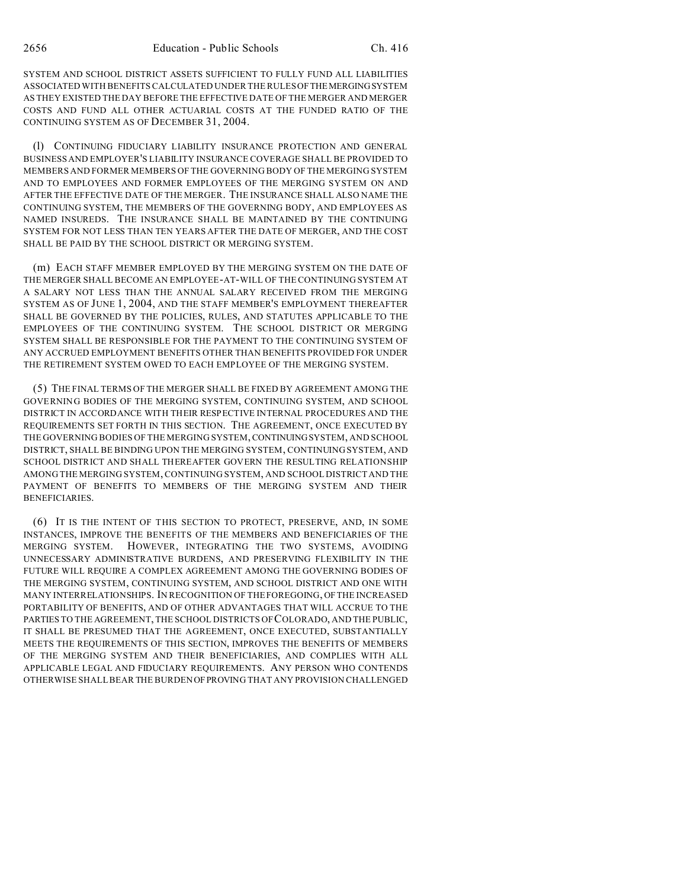SYSTEM AND SCHOOL DISTRICT ASSETS SUFFICIENT TO FULLY FUND ALL LIABILITIES ASSOCIATED WITH BENEFITS CALCULATED UNDER THE RULES OF THE MERGING SYSTEM AS THEY EXISTED THE DAY BEFORE THE EFFECTIVE DATE OF THE MERGER AND MERGER COSTS AND FUND ALL OTHER ACTUARIAL COSTS AT THE FUNDED RATIO OF THE CONTINUING SYSTEM AS OF DECEMBER 31, 2004.

(l) CONTINUING FIDUCIARY LIABILITY INSURANCE PROTECTION AND GENERAL BUSINESS AND EMPLOYER'S LIABILITY INSURANCE COVERAGE SHALL BE PROVIDED TO MEMBERS AND FORMER MEMBERS OF THE GOVERNING BODY OF THE MERGING SYSTEM AND TO EMPLOYEES AND FORMER EMPLOYEES OF THE MERGING SYSTEM ON AND AFTER THE EFFECTIVE DATE OF THE MERGER. THE INSURANCE SHALL ALSO NAME THE CONTINUING SYSTEM, THE MEMBERS OF THE GOVERNING BODY, AND EMPLOYEES AS NAMED INSUREDS. THE INSURANCE SHALL BE MAINTAINED BY THE CONTINUING SYSTEM FOR NOT LESS THAN TEN YEARS AFTER THE DATE OF MERGER, AND THE COST SHALL BE PAID BY THE SCHOOL DISTRICT OR MERGING SYSTEM.

(m) EACH STAFF MEMBER EMPLOYED BY THE MERGING SYSTEM ON THE DATE OF THE MERGER SHALL BECOME AN EMPLOYEE-AT-WILL OF THE CONTINUING SYSTEM AT A SALARY NOT LESS THAN THE ANNUAL SALARY RECEIVED FROM THE MERGING SYSTEM AS OF JUNE 1, 2004, AND THE STAFF MEMBER'S EMPLOYMENT THEREAFTER SHALL BE GOVERNED BY THE POLICIES, RULES, AND STATUTES APPLICABLE TO THE EMPLOYEES OF THE CONTINUING SYSTEM. THE SCHOOL DISTRICT OR MERGING SYSTEM SHALL BE RESPONSIBLE FOR THE PAYMENT TO THE CONTINUING SYSTEM OF ANY ACCRUED EMPLOYMENT BENEFITS OTHER THAN BENEFITS PROVIDED FOR UNDER THE RETIREMENT SYSTEM OWED TO EACH EMPLOYEE OF THE MERGING SYSTEM.

(5) THE FINAL TERMS OF THE MERGER SHALL BE FIXED BY AGREEMENT AMONG THE GOVERNING BODIES OF THE MERGING SYSTEM, CONTINUING SYSTEM, AND SCHOOL DISTRICT IN ACCORDANCE WITH THEIR RESPECTIVE INTERNAL PROCEDURES AND THE REQUIREMENTS SET FORTH IN THIS SECTION. THE AGREEMENT, ONCE EXECUTED BY THE GOVERNING BODIES OF THE MERGING SYSTEM, CONTINUING SYSTEM, AND SCHOOL DISTRICT, SHALL BE BINDING UPON THE MERGING SYSTEM, CONTINUING SYSTEM, AND SCHOOL DISTRICT AND SHALL THEREAFTER GOVERN THE RESULTING RELATIONSHIP AMONG THE MERGING SYSTEM, CONTINUING SYSTEM, AND SCHOOL DISTRICT AND THE PAYMENT OF BENEFITS TO MEMBERS OF THE MERGING SYSTEM AND THEIR BENEFICIARIES.

(6) IT IS THE INTENT OF THIS SECTION TO PROTECT, PRESERVE, AND, IN SOME INSTANCES, IMPROVE THE BENEFITS OF THE MEMBERS AND BENEFICIARIES OF THE MERGING SYSTEM. HOWEVER, INTEGRATING THE TWO SYSTEMS, AVOIDING UNNECESSARY ADMINISTRATIVE BURDENS, AND PRESERVING FLEXIBILITY IN THE FUTURE WILL REQUIRE A COMPLEX AGREEMENT AMONG THE GOVERNING BODIES OF THE MERGING SYSTEM, CONTINUING SYSTEM, AND SCHOOL DISTRICT AND ONE WITH MANY INTERRELATIONSHIPS. IN RECOGNITION OF THE FOREGOING, OF THE INCREASED PORTABILITY OF BENEFITS, AND OF OTHER ADVANTAGES THAT WILL ACCRUE TO THE PARTIES TO THE AGREEMENT, THE SCHOOL DISTRICTS OF COLORADO, AND THE PUBLIC, IT SHALL BE PRESUMED THAT THE AGREEMENT, ONCE EXECUTED, SUBSTANTIALLY MEETS THE REQUIREMENTS OF THIS SECTION, IMPROVES THE BENEFITS OF MEMBERS OF THE MERGING SYSTEM AND THEIR BENEFICIARIES, AND COMPLIES WITH ALL APPLICABLE LEGAL AND FIDUCIARY REQUIREMENTS. ANY PERSON WHO CONTENDS OTHERWISE SHALL BEAR THE BURDEN OF PROVING THAT ANY PROVISION CHALLENGED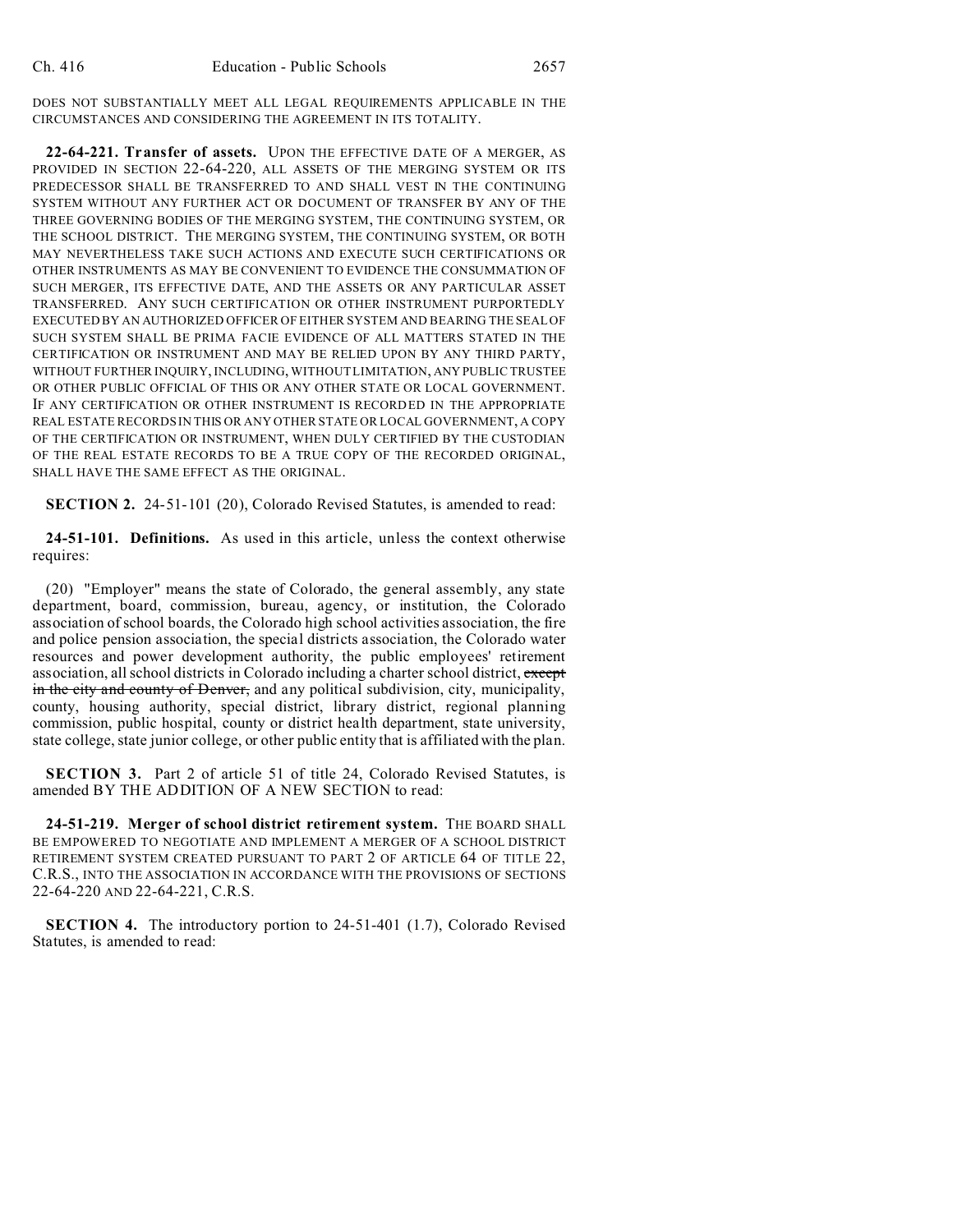DOES NOT SUBSTANTIALLY MEET ALL LEGAL REQUIREMENTS APPLICABLE IN THE CIRCUMSTANCES AND CONSIDERING THE AGREEMENT IN ITS TOTALITY.

**22-64-221. Transfer of assets.** UPON THE EFFECTIVE DATE OF A MERGER, AS PROVIDED IN SECTION 22-64-220, ALL ASSETS OF THE MERGING SYSTEM OR ITS PREDECESSOR SHALL BE TRANSFERRED TO AND SHALL VEST IN THE CONTINUING SYSTEM WITHOUT ANY FURTHER ACT OR DOCUMENT OF TRANSFER BY ANY OF THE THREE GOVERNING BODIES OF THE MERGING SYSTEM, THE CONTINUING SYSTEM, OR THE SCHOOL DISTRICT. THE MERGING SYSTEM, THE CONTINUING SYSTEM, OR BOTH MAY NEVERTHELESS TAKE SUCH ACTIONS AND EXECUTE SUCH CERTIFICATIONS OR OTHER INSTRUMENTS AS MAY BE CONVENIENT TO EVIDENCE THE CONSUMMATION OF SUCH MERGER, ITS EFFECTIVE DATE, AND THE ASSETS OR ANY PARTICULAR ASSET TRANSFERRED. ANY SUCH CERTIFICATION OR OTHER INSTRUMENT PURPORTEDLY EXECUTED BY AN AUTHORIZED OFFICER OF EITHER SYSTEM AND BEARING THE SEAL OF SUCH SYSTEM SHALL BE PRIMA FACIE EVIDENCE OF ALL MATTERS STATED IN THE CERTIFICATION OR INSTRUMENT AND MAY BE RELIED UPON BY ANY THIRD PARTY, WITHOUT FURTHER INQUIRY, INCLUDING, WITHOUT LIMITATION, ANY PUBLIC TRUSTEE OR OTHER PUBLIC OFFICIAL OF THIS OR ANY OTHER STATE OR LOCAL GOVERNMENT. IF ANY CERTIFICATION OR OTHER INSTRUMENT IS RECORDED IN THE APPROPRIATE REAL ESTATE RECORDS IN THIS OR ANY OTHER STATE OR LOCAL GOVERNMENT, A COPY OF THE CERTIFICATION OR INSTRUMENT, WHEN DULY CERTIFIED BY THE CUSTODIAN OF THE REAL ESTATE RECORDS TO BE A TRUE COPY OF THE RECORDED ORIGINAL, SHALL HAVE THE SAME EFFECT AS THE ORIGINAL.

**SECTION 2.** 24-51-101 (20), Colorado Revised Statutes, is amended to read:

**24-51-101. Definitions.** As used in this article, unless the context otherwise requires:

(20) "Employer" means the state of Colorado, the general assembly, any state department, board, commission, bureau, agency, or institution, the Colorado association of school boards, the Colorado high school activities association, the fire and police pension association, the special districts association, the Colorado water resources and power development authority, the public employees' retirement association, all school districts in Colorado including a charter school district, ~~except in the city and county of Denver,~~ and any political subdivision, city, municipality, county, housing authority, special district, library district, regional planning commission, public hospital, county or district health department, state university, state college, state junior college, or other public entity that is affiliated with the plan.

**SECTION 3.** Part 2 of article 51 of title 24, Colorado Revised Statutes, is amended BY THE ADDITION OF A NEW SECTION to read:

**24-51-219. Merger of school district retirement system.** THE BOARD SHALL BE EMPOWERED TO NEGOTIATE AND IMPLEMENT A MERGER OF A SCHOOL DISTRICT RETIREMENT SYSTEM CREATED PURSUANT TO PART 2 OF ARTICLE 64 OF TITLE 22, C.R.S., INTO THE ASSOCIATION IN ACCORDANCE WITH THE PROVISIONS OF SECTIONS 22-64-220 AND 22-64-221, C.R.S.

**SECTION 4.** The introductory portion to 24-51-401 (1.7), Colorado Revised Statutes, is amended to read: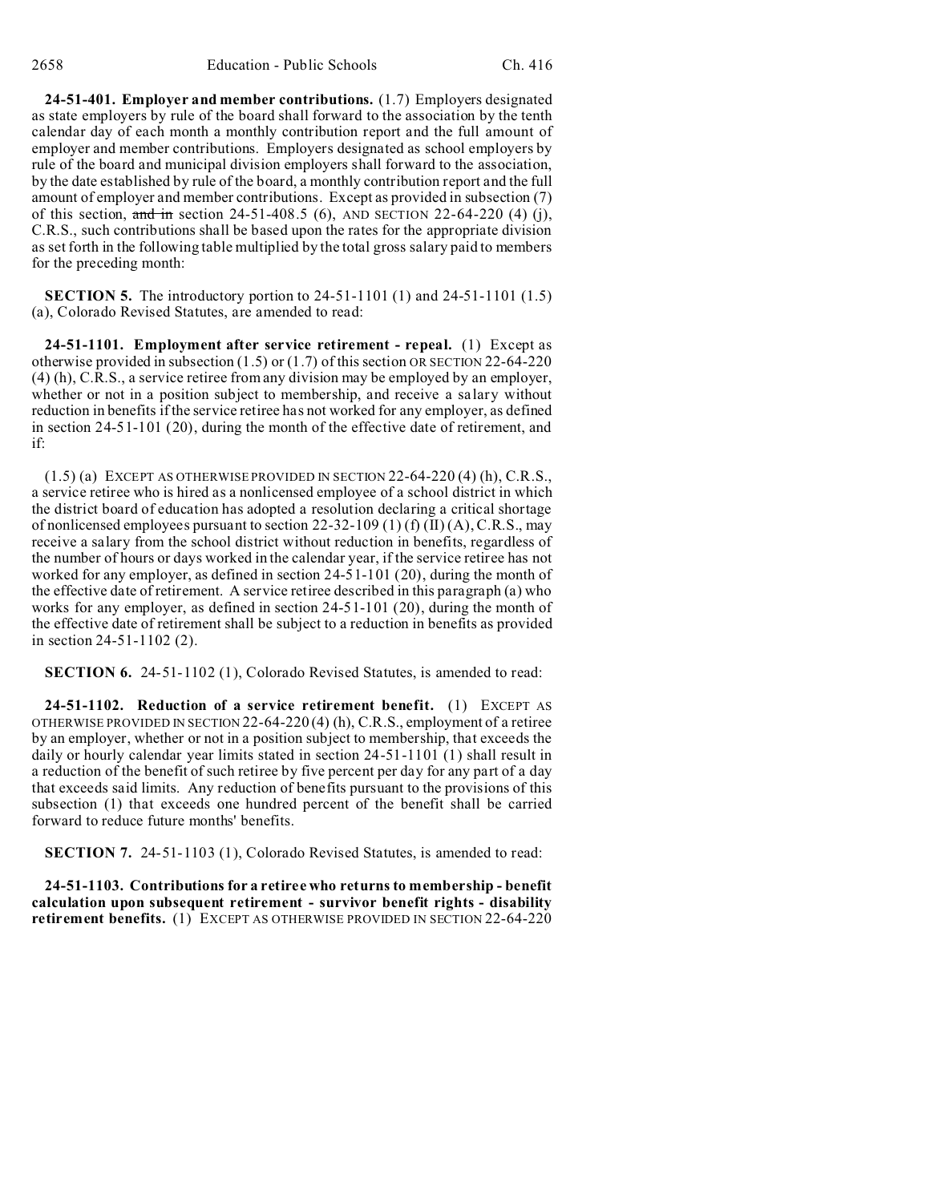**24-51-401. Employer and member contributions.** (1.7) Employers designated as state employers by rule of the board shall forward to the association by the tenth calendar day of each month a monthly contribution report and the full amount of employer and member contributions. Employers designated as school employers by rule of the board and municipal division employers shall forward to the association, by the date established by rule of the board, a monthly contribution report and the full amount of employer and member contributions. Except as provided in subsection (7) of this section, ~~and in~~ section 24-51-408.5 (6), AND SECTION 22-64-220 (4) (j), C.R.S., such contributions shall be based upon the rates for the appropriate division as set forth in the following table multiplied by the total gross salary paid to members for the preceding month:

**SECTION 5.** The introductory portion to 24-51-1101 (1) and 24-51-1101 (1.5) (a), Colorado Revised Statutes, are amended to read:

**24-51-1101. Employment after service retirement - repeal.** (1) Except as otherwise provided in subsection (1.5) or (1.7) of this section OR SECTION 22-64-220 (4) (h), C.R.S., a service retiree from any division may be employed by an employer, whether or not in a position subject to membership, and receive a salary without reduction in benefits if the service retiree has not worked for any employer, as defined in section 24-51-101 (20), during the month of the effective date of retirement, and if:

(1.5) (a) EXCEPT AS OTHERWISE PROVIDED IN SECTION 22-64-220 (4) (h), C.R.S., a service retiree who is hired as a nonlicensed employee of a school district in which the district board of education has adopted a resolution declaring a critical shortage of nonlicensed employees pursuant to section 22-32-109 (1) (f) (II) (A), C.R.S., may receive a salary from the school district without reduction in benefits, regardless of the number of hours or days worked in the calendar year, if the service retiree has not worked for any employer, as defined in section 24-51-101 (20), during the month of the effective date of retirement. A service retiree described in this paragraph (a) who works for any employer, as defined in section 24-51-101 (20), during the month of the effective date of retirement shall be subject to a reduction in benefits as provided in section 24-51-1102 (2).

**SECTION 6.** 24-51-1102 (1), Colorado Revised Statutes, is amended to read:

**24-51-1102. Reduction of a service retirement benefit.** (1) EXCEPT AS OTHERWISE PROVIDED IN SECTION 22-64-220 (4) (h), C.R.S., employment of a retiree by an employer, whether or not in a position subject to membership, that exceeds the daily or hourly calendar year limits stated in section 24-51-1101 (1) shall result in a reduction of the benefit of such retiree by five percent per day for any part of a day that exceeds said limits. Any reduction of benefits pursuant to the provisions of this subsection (1) that exceeds one hundred percent of the benefit shall be carried forward to reduce future months' benefits.

**SECTION 7.** 24-51-1103 (1), Colorado Revised Statutes, is amended to read:

**24-51-1103. Contributions for a retiree who returns to membership - benefit calculation upon subsequent retirement - survivor benefit rights - disability retirement benefits.** (1) EXCEPT AS OTHERWISE PROVIDED IN SECTION 22-64-220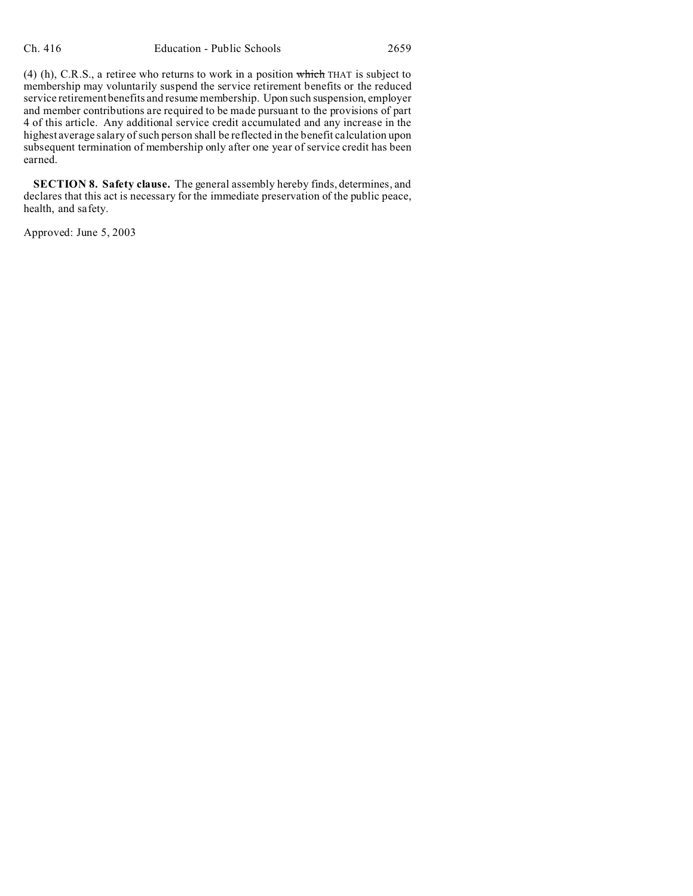(4) (h), C.R.S., a retiree who returns to work in a position ~~which~~ THAT is subject to membership may voluntarily suspend the service retirement benefits or the reduced service retirement benefits and resume membership. Upon such suspension, employer and member contributions are required to be made pursuant to the provisions of part 4 of this article. Any additional service credit accumulated and any increase in the highest average salary of such person shall be reflected in the benefit calculation upon subsequent termination of membership only after one year of service credit has been earned.

**SECTION 8. Safety clause.** The general assembly hereby finds, determines, and declares that this act is necessary for the immediate preservation of the public peace, health, and safety.

Approved: June 5, 2003